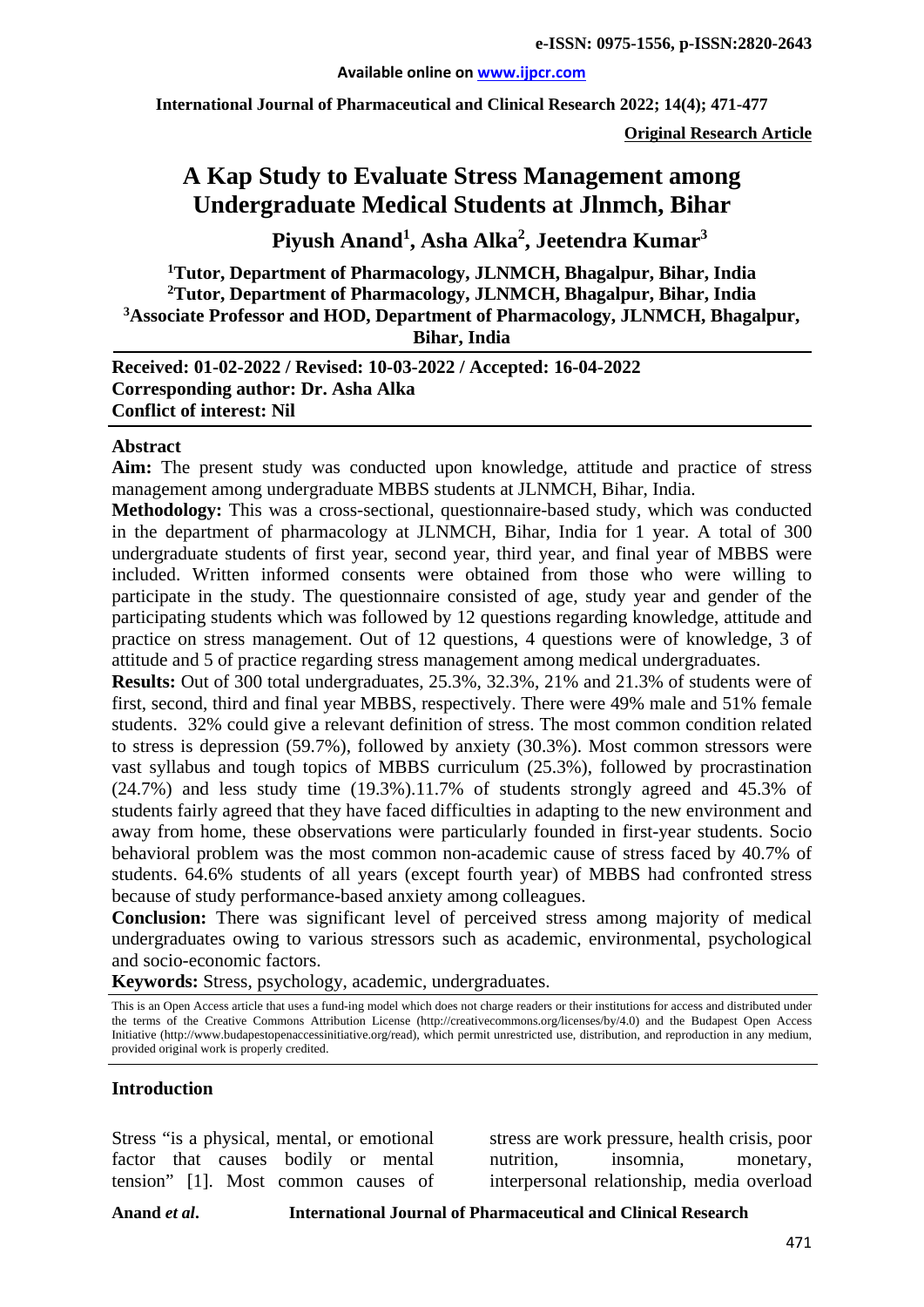**Original Research Article**

# A Kap Study to Evaluate Stress Management among Undergraduate Medical Students at Jlnmch, Bihar

**Piyush Anand[1], Asha Alka[2], Jeetendra Kumar[3]**

**[1]Tutor, Department of Pharmacology, JLNMCH, Bhagalpur, Bihar, India**
**[2]Tutor, Department of Pharmacology, JLNMCH, Bhagalpur, Bihar, India**
**[3]Associate Professor and HOD, Department of Pharmacology, JLNMCH, Bhagalpur, Bihar, India**

**Received: 01-02-2022 / Revised: 10-03-2022 / Accepted: 16-04-2022**
**Corresponding author: Dr. Asha Alka**
**Conflict of interest: Nil**

## Abstract

**Aim:** The present study was conducted upon knowledge, attitude and practice of stress management among undergraduate MBBS students at JLNMCH, Bihar, India.

**Methodology:** This was a cross-sectional, questionnaire-based study, which was conducted in the department of pharmacology at JLNMCH, Bihar, India for 1 year. A total of 300 undergraduate students of first year, second year, third year, and final year of MBBS were included. Written informed consents were obtained from those who were willing to participate in the study. The questionnaire consisted of age, study year and gender of the participating students which was followed by 12 questions regarding knowledge, attitude and practice on stress management. Out of 12 questions, 4 questions were of knowledge, 3 of attitude and 5 of practice regarding stress management among medical undergraduates.

**Results:** Out of 300 total undergraduates, 25.3%, 32.3%, 21% and 21.3% of students were of first, second, third and final year MBBS, respectively. There were 49% male and 51% female students. 32% could give a relevant definition of stress. The most common condition related to stress is depression (59.7%), followed by anxiety (30.3%). Most common stressors were vast syllabus and tough topics of MBBS curriculum (25.3%), followed by procrastination (24.7%) and less study time (19.3%).11.7% of students strongly agreed and 45.3% of students fairly agreed that they have faced difficulties in adapting to the new environment and away from home, these observations were particularly founded in first-year students. Socio behavioral problem was the most common non-academic cause of stress faced by 40.7% of students. 64.6% students of all years (except fourth year) of MBBS had confronted stress because of study performance-based anxiety among colleagues.

**Conclusion:** There was significant level of perceived stress among majority of medical undergraduates owing to various stressors such as academic, environmental, psychological and socio-economic factors.

**Keywords:** Stress, psychology, academic, undergraduates.

This is an Open Access article that uses a fund-ing model which does not charge readers or their institutions for access and distributed under the terms of the Creative Commons Attribution License (http://creativecommons.org/licenses/by/4.0) and the Budapest Open Access Initiative (http://www.budapestopenaccessinitiative.org/read), which permit unrestricted use, distribution, and reproduction in any medium, provided original work is properly credited.

## Introduction

Stress "is a physical, mental, or emotional factor that causes bodily or mental tension" [1]. Most common causes of stress are work pressure, health crisis, poor nutrition, insomnia, monetary, interpersonal relationship, media overload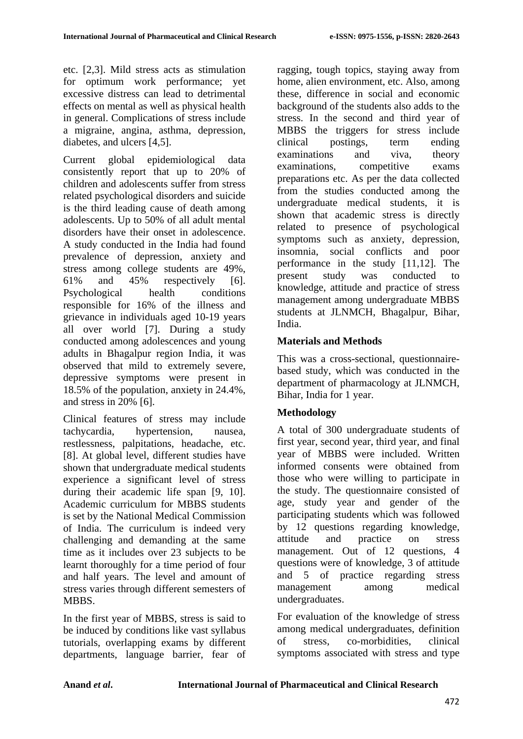etc. [2,3]. Mild stress acts as stimulation for optimum work performance; yet excessive distress can lead to detrimental effects on mental as well as physical health in general. Complications of stress include a migraine, angina, asthma, depression, diabetes, and ulcers [4,5].

Current global epidemiological data consistently report that up to 20% of children and adolescents suffer from stress related psychological disorders and suicide is the third leading cause of death among adolescents. Up to 50% of all adult mental disorders have their onset in adolescence. A study conducted in the India had found prevalence of depression, anxiety and stress among college students are 49%, 61% and 45% respectively [6]. Psychological health conditions responsible for 16% of the illness and grievance in individuals aged 10-19 years all over world [7]. During a study conducted among adolescences and young adults in Bhagalpur region India, it was observed that mild to extremely severe, depressive symptoms were present in 18.5% of the population, anxiety in 24.4%, and stress in 20% [6].

Clinical features of stress may include tachycardia, hypertension, nausea, restlessness, palpitations, headache, etc. [8]. At global level, different studies have shown that undergraduate medical students experience a significant level of stress during their academic life span [9, 10]. Academic curriculum for MBBS students is set by the National Medical Commission of India. The curriculum is indeed very challenging and demanding at the same time as it includes over 23 subjects to be learnt thoroughly for a time period of four and half years. The level and amount of stress varies through different semesters of MBBS.

In the first year of MBBS, stress is said to be induced by conditions like vast syllabus tutorials, overlapping exams by different departments, language barrier, fear of ragging, tough topics, staying away from home, alien environment, etc. Also, among these, difference in social and economic background of the students also adds to the stress. In the second and third year of MBBS the triggers for stress include clinical postings, term ending examinations and viva, theory examinations, competitive exams preparations etc. As per the data collected from the studies conducted among the undergraduate medical students, it is shown that academic stress is directly related to presence of psychological symptoms such as anxiety, depression, insomnia, social conflicts and poor performance in the study [11,12]. The present study was conducted to knowledge, attitude and practice of stress management among undergraduate MBBS students at JLNMCH, Bhagalpur, Bihar, India.

## Materials and Methods

This was a cross-sectional, questionnaire-based study, which was conducted in the department of pharmacology at JLNMCH, Bihar, India for 1 year.

## Methodology

A total of 300 undergraduate students of first year, second year, third year, and final year of MBBS were included. Written informed consents were obtained from those who were willing to participate in the study. The questionnaire consisted of age, study year and gender of the participating students which was followed by 12 questions regarding knowledge, attitude and practice on stress management. Out of 12 questions, 4 questions were of knowledge, 3 of attitude and 5 of practice regarding stress management among medical undergraduates.

For evaluation of the knowledge of stress among medical undergraduates, definition of stress, co-morbidities, clinical symptoms associated with stress and type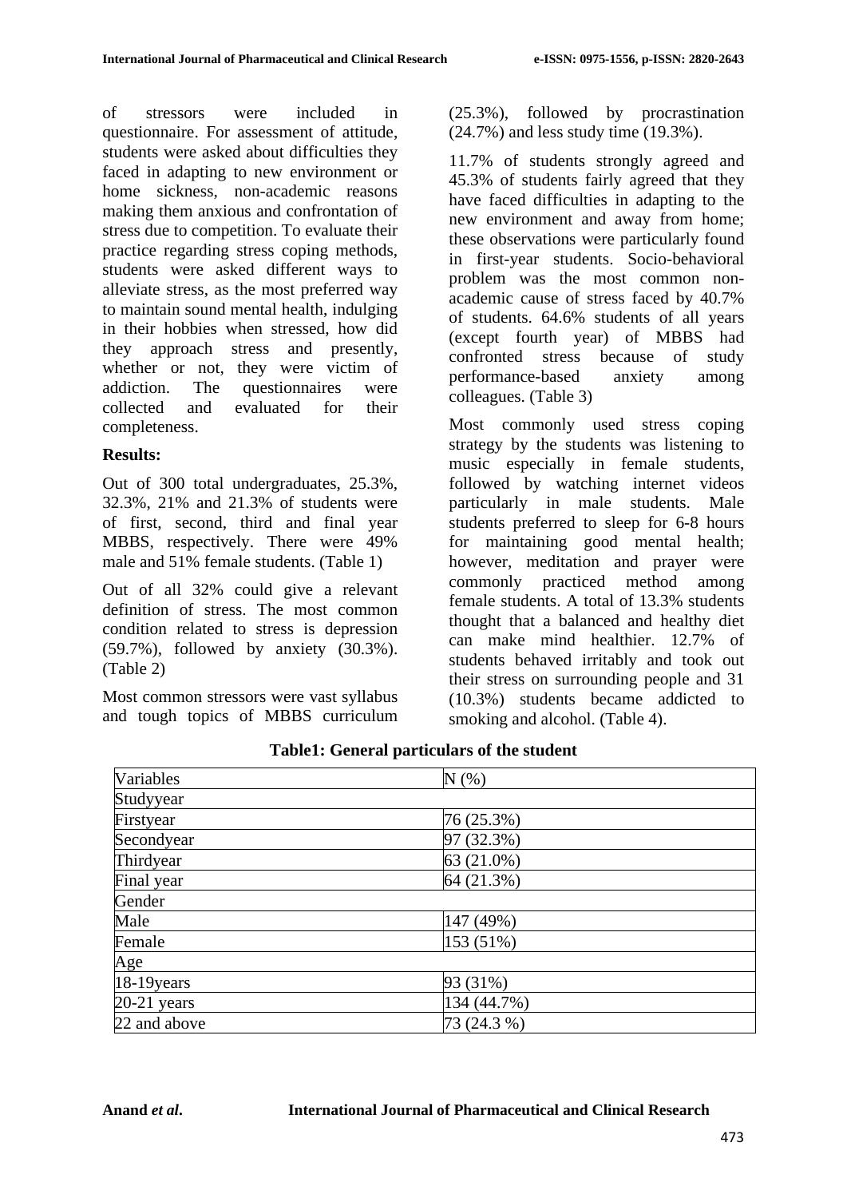of stressors were included in questionnaire. For assessment of attitude, students were asked about difficulties they faced in adapting to new environment or home sickness, non-academic reasons making them anxious and confrontation of stress due to competition. To evaluate their practice regarding stress coping methods, students were asked different ways to alleviate stress, as the most preferred way to maintain sound mental health, indulging in their hobbies when stressed, how did they approach stress and presently, whether or not, they were victim of addiction. The questionnaires were collected and evaluated for their completeness.

**Results:**

Out of 300 total undergraduates, 25.3%, 32.3%, 21% and 21.3% of students were of first, second, third and final year MBBS, respectively. There were 49% male and 51% female students. (Table 1)

Out of all 32% could give a relevant definition of stress. The most common condition related to stress is depression (59.7%), followed by anxiety (30.3%). (Table 2)

Most common stressors were vast syllabus and tough topics of MBBS curriculum (25.3%), followed by procrastination (24.7%) and less study time (19.3%).

11.7% of students strongly agreed and 45.3% of students fairly agreed that they have faced difficulties in adapting to the new environment and away from home; these observations were particularly found in first-year students. Socio-behavioral problem was the most common non-academic cause of stress faced by 40.7% of students. 64.6% students of all years (except fourth year) of MBBS had confronted stress because of study performance-based anxiety among colleagues. (Table 3)

Most commonly used stress coping strategy by the students was listening to music especially in female students, followed by watching internet videos particularly in male students. Male students preferred to sleep for 6-8 hours for maintaining good mental health; however, meditation and prayer were commonly practiced method among female students. A total of 13.3% students thought that a balanced and healthy diet can make mind healthier. 12.7% of students behaved irritably and took out their stress on surrounding people and 31 (10.3%) students became addicted to smoking and alcohol. (Table 4).

**Table1: General particulars of the student**

| Variables | N (%) |
|---|---|
| Studyyear | |
| Firstyear | 76 (25.3%) |
| Secondyear | 97 (32.3%) |
| Thirdyear | 63 (21.0%) |
| Final year | 64 (21.3%) |
| Gender | |
| Male | 147 (49%) |
| Female | 153 (51%) |
| Age | |
| 18-19years | 93 (31%) |
| 20-21 years | 134 (44.7%) |
| 22 and above | 73 (24.3 %) |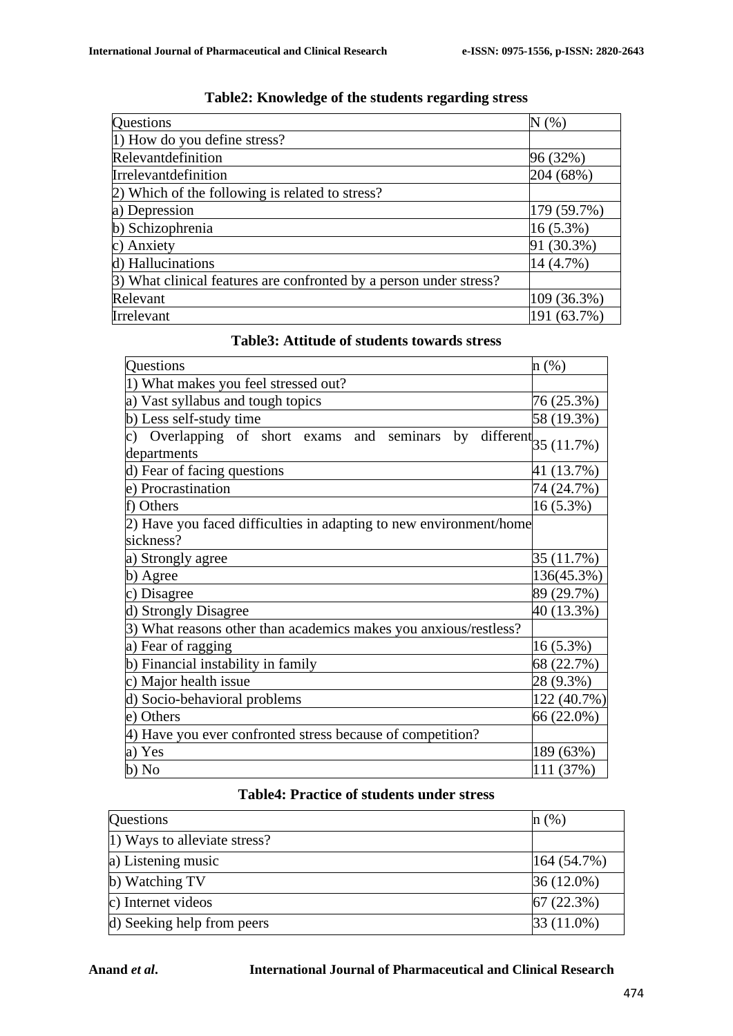**Table2: Knowledge of the students regarding stress**

| Questions | N (%) |
|---|---|
| 1) How do you define stress? | |
| Relevantdefinition | 96 (32%) |
| Irrelevantdefinition | 204 (68%) |
| 2) Which of the following is related to stress? | |
| a) Depression | 179 (59.7%) |
| b) Schizophrenia | 16 (5.3%) |
| c) Anxiety | 91 (30.3%) |
| d) Hallucinations | 14 (4.7%) |
| 3) What clinical features are confronted by a person under stress? | |
| Relevant | 109 (36.3%) |
| Irrelevant | 191 (63.7%) |

**Table3: Attitude of students towards stress**

| Questions | n (%) |
|---|---|
| 1) What makes you feel stressed out? | |
| a) Vast syllabus and tough topics | 76 (25.3%) |
| b) Less self-study time | 58 (19.3%) |
| c) Overlapping of short exams and seminars by different departments | 35 (11.7%) |
| d) Fear of facing questions | 41 (13.7%) |
| e) Procrastination | 74 (24.7%) |
| f) Others | 16 (5.3%) |
| 2) Have you faced difficulties in adapting to new environment/home sickness? | |
| a) Strongly agree | 35 (11.7%) |
| b) Agree | 136(45.3%) |
| c) Disagree | 89 (29.7%) |
| d) Strongly Disagree | 40 (13.3%) |
| 3) What reasons other than academics makes you anxious/restless? | |
| a) Fear of ragging | 16 (5.3%) |
| b) Financial instability in family | 68 (22.7%) |
| c) Major health issue | 28 (9.3%) |
| d) Socio-behavioral problems | 122 (40.7%) |
| e) Others | 66 (22.0%) |
| 4) Have you ever confronted stress because of competition? | |
| a) Yes | 189 (63%) |
| b) No | 111 (37%) |

**Table4: Practice of students under stress**

| Questions | n (%) |
|---|---|
| 1) Ways to alleviate stress? | |
| a) Listening music | 164 (54.7%) |
| b) Watching TV | 36 (12.0%) |
| c) Internet videos | 67 (22.3%) |
| d) Seeking help from peers | 33 (11.0%) |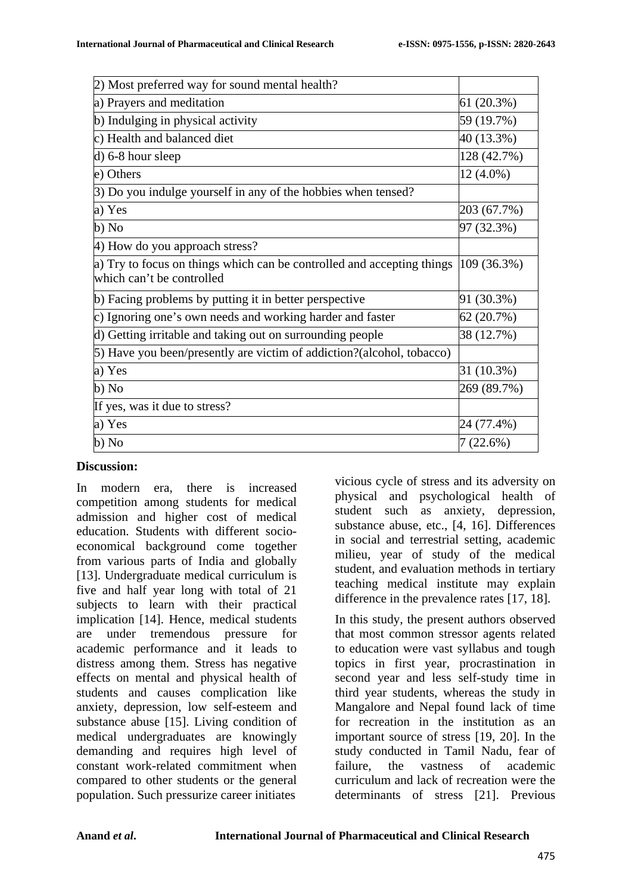| | |
|---|---|
| 2) Most preferred way for sound mental health? | |
| a) Prayers and meditation | 61 (20.3%) |
| b) Indulging in physical activity | 59 (19.7%) |
| c) Health and balanced diet | 40 (13.3%) |
| d) 6-8 hour sleep | 128 (42.7%) |
| e) Others | 12 (4.0%) |
| 3) Do you indulge yourself in any of the hobbies when tensed? | |
| a) Yes | 203 (67.7%) |
| b) No | 97 (32.3%) |
| 4) How do you approach stress? | |
| a) Try to focus on things which can be controlled and accepting things which can't be controlled | 109 (36.3%) |
| b) Facing problems by putting it in better perspective | 91 (30.3%) |
| c) Ignoring one's own needs and working harder and faster | 62 (20.7%) |
| d) Getting irritable and taking out on surrounding people | 38 (12.7%) |
| 5) Have you been/presently are victim of addiction?(alcohol, tobacco) | |
| a) Yes | 31 (10.3%) |
| b) No | 269 (89.7%) |
| If yes, was it due to stress? | |
| a) Yes | 24 (77.4%) |
| b) No | 7 (22.6%) |

**Discussion:**

In modern era, there is increased competition among students for medical admission and higher cost of medical education. Students with different socio-economical background come together from various parts of India and globally [13]. Undergraduate medical curriculum is five and half year long with total of 21 subjects to learn with their practical implication [14]. Hence, medical students are under tremendous pressure for academic performance and it leads to distress among them. Stress has negative effects on mental and physical health of students and causes complication like anxiety, depression, low self-esteem and substance abuse [15]. Living condition of medical undergraduates are knowingly demanding and requires high level of constant work-related commitment when compared to other students or the general population. Such pressurize career initiates vicious cycle of stress and its adversity on physical and psychological health of student such as anxiety, depression, substance abuse, etc., [4, 16]. Differences in social and terrestrial setting, academic milieu, year of study of the medical student, and evaluation methods in tertiary teaching medical institute may explain difference in the prevalence rates [17, 18].

In this study, the present authors observed that most common stressor agents related to education were vast syllabus and tough topics in first year, procrastination in second year and less self-study time in third year students, whereas the study in Mangalore and Nepal found lack of time for recreation in the institution as an important source of stress [19, 20]. In the study conducted in Tamil Nadu, fear of failure, the vastness of academic curriculum and lack of recreation were the determinants of stress [21]. Previous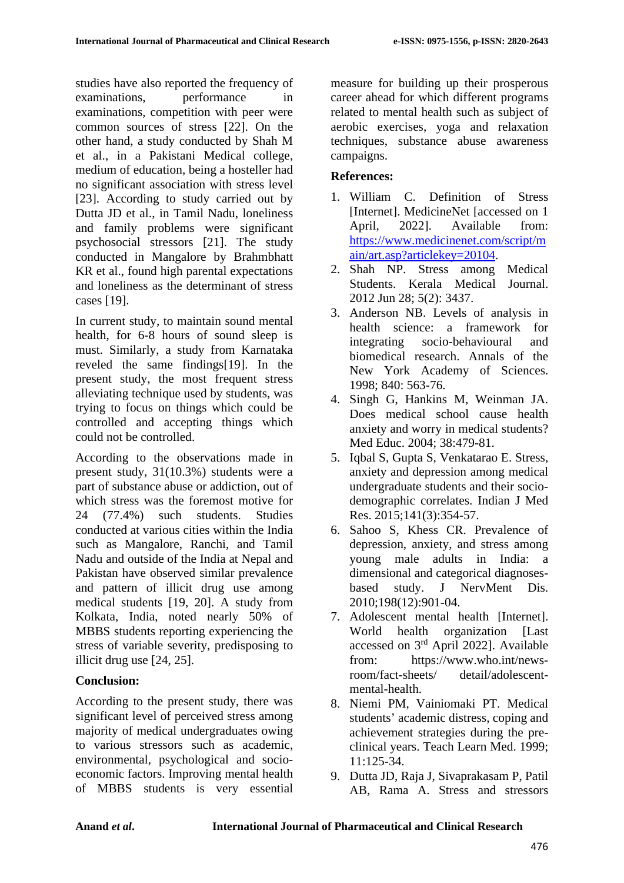studies have also reported the frequency of examinations, performance in examinations, competition with peer were common sources of stress [22]. On the other hand, a study conducted by Shah M et al., in a Pakistani Medical college, medium of education, being a hosteller had no significant association with stress level [23]. According to study carried out by Dutta JD et al., in Tamil Nadu, loneliness and family problems were significant psychosocial stressors [21]. The study conducted in Mangalore by Brahmbhatt KR et al., found high parental expectations and loneliness as the determinant of stress cases [19].

In current study, to maintain sound mental health, for 6-8 hours of sound sleep is must. Similarly, a study from Karnataka reveled the same findings[19]. In the present study, the most frequent stress alleviating technique used by students, was trying to focus on things which could be controlled and accepting things which could not be controlled.

According to the observations made in present study, 31(10.3%) students were a part of substance abuse or addiction, out of which stress was the foremost motive for 24 (77.4%) such students. Studies conducted at various cities within the India such as Mangalore, Ranchi, and Tamil Nadu and outside of the India at Nepal and Pakistan have observed similar prevalence and pattern of illicit drug use among medical students [19, 20]. A study from Kolkata, India, noted nearly 50% of MBBS students reporting experiencing the stress of variable severity, predisposing to illicit drug use [24, 25].

## Conclusion:

According to the present study, there was significant level of perceived stress among majority of medical undergraduates owing to various stressors such as academic, environmental, psychological and socio-economic factors. Improving mental health of MBBS students is very essential measure for building up their prosperous career ahead for which different programs related to mental health such as subject of aerobic exercises, yoga and relaxation techniques, substance abuse awareness campaigns.

## References:

1. William C. Definition of Stress [Internet]. MedicineNet [accessed on 1 April, 2022]. Available from: https://www.medicinenet.com/script/main/art.asp?articlekey=20104.
2. Shah NP. Stress among Medical Students. Kerala Medical Journal. 2012 Jun 28; 5(2): 3437.
3. Anderson NB. Levels of analysis in health science: a framework for integrating socio-behavioural and biomedical research. Annals of the New York Academy of Sciences. 1998; 840: 563-76.
4. Singh G, Hankins M, Weinman JA. Does medical school cause health anxiety and worry in medical students? Med Educ. 2004; 38:479-81.
5. Iqbal S, Gupta S, Venkatarao E. Stress, anxiety and depression among medical undergraduate students and their socio-demographic correlates. Indian J Med Res. 2015;141(3):354-57.
6. Sahoo S, Khess CR. Prevalence of depression, anxiety, and stress among young male adults in India: a dimensional and categorical diagnoses-based study. J NervMent Dis. 2010;198(12):901-04.
7. Adolescent mental health [Internet]. World health organization [Last accessed on 3rd April 2022]. Available from: https://www.who.int/news-room/fact-sheets/ detail/adolescent-mental-health.
8. Niemi PM, Vainiomaki PT. Medical students' academic distress, coping and achievement strategies during the pre-clinical years. Teach Learn Med. 1999; 11:125-34.
9. Dutta JD, Raja J, Sivaprakasam P, Patil AB, Rama A. Stress and stressors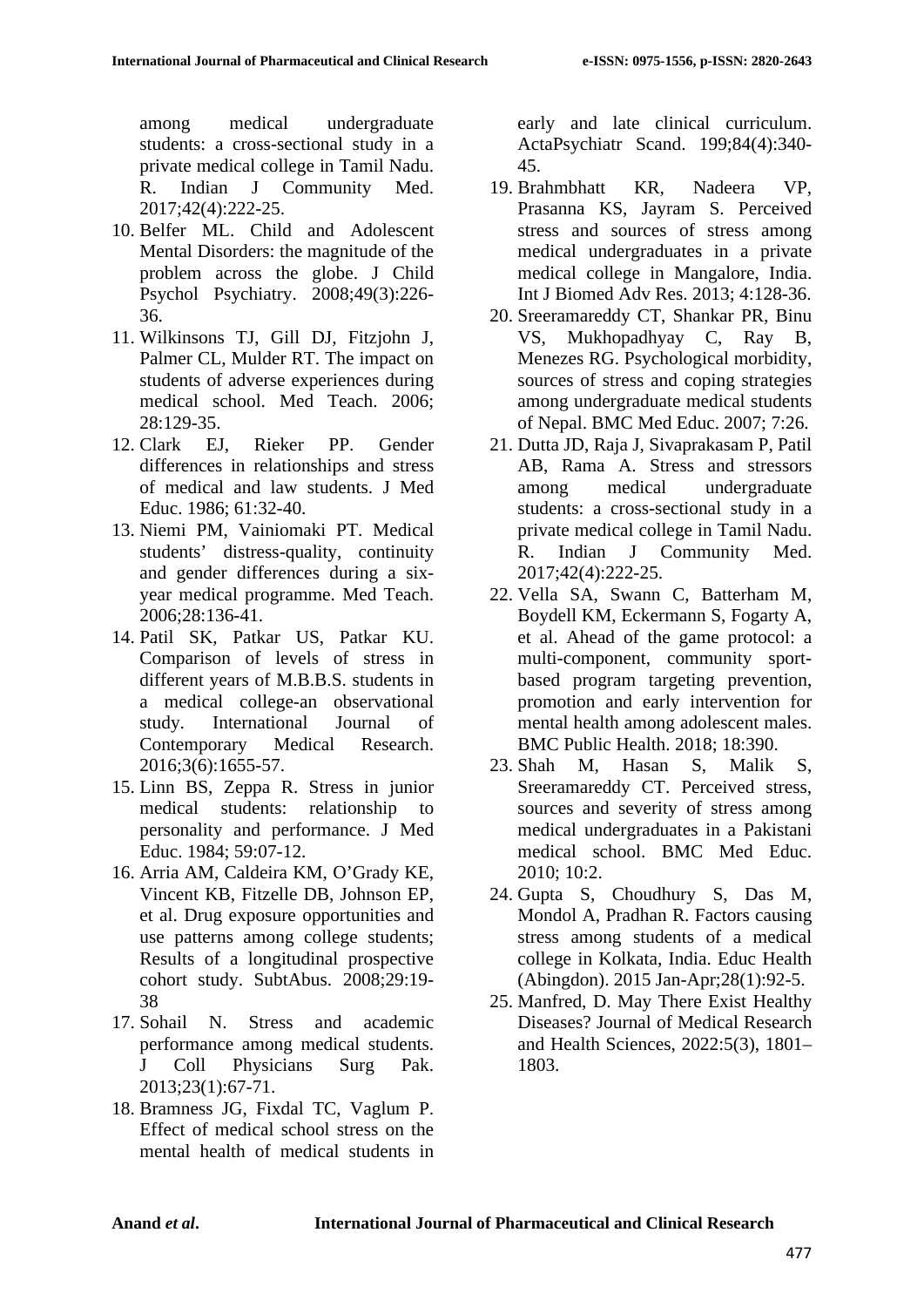among medical undergraduate students: a cross-sectional study in a private medical college in Tamil Nadu. R. Indian J Community Med. 2017;42(4):222-25.

10. Belfer ML. Child and Adolescent Mental Disorders: the magnitude of the problem across the globe. J Child Psychol Psychiatry. 2008;49(3):226-36.
11. Wilkinsons TJ, Gill DJ, Fitzjohn J, Palmer CL, Mulder RT. The impact on students of adverse experiences during medical school. Med Teach. 2006; 28:129-35.
12. Clark EJ, Rieker PP. Gender differences in relationships and stress of medical and law students. J Med Educ. 1986; 61:32-40.
13. Niemi PM, Vainiomaki PT. Medical students' distress-quality, continuity and gender differences during a six-year medical programme. Med Teach. 2006;28:136-41.
14. Patil SK, Patkar US, Patkar KU. Comparison of levels of stress in different years of M.B.B.S. students in a medical college-an observational study. International Journal of Contemporary Medical Research. 2016;3(6):1655-57.
15. Linn BS, Zeppa R. Stress in junior medical students: relationship to personality and performance. J Med Educ. 1984; 59:07-12.
16. Arria AM, Caldeira KM, O'Grady KE, Vincent KB, Fitzelle DB, Johnson EP, et al. Drug exposure opportunities and use patterns among college students; Results of a longitudinal prospective cohort study. SubtAbus. 2008;29:19-38
17. Sohail N. Stress and academic performance among medical students. J Coll Physicians Surg Pak. 2013;23(1):67-71.
18. Bramness JG, Fixdal TC, Vaglum P. Effect of medical school stress on the mental health of medical students in early and late clinical curriculum. ActaPsychiatr Scand. 199;84(4):340-45.
19. Brahmbhatt KR, Nadeera VP, Prasanna KS, Jayram S. Perceived stress and sources of stress among medical undergraduates in a private medical college in Mangalore, India. Int J Biomed Adv Res. 2013; 4:128-36.
20. Sreeramareddy CT, Shankar PR, Binu VS, Mukhopadhyay C, Ray B, Menezes RG. Psychological morbidity, sources of stress and coping strategies among undergraduate medical students of Nepal. BMC Med Educ. 2007; 7:26.
21. Dutta JD, Raja J, Sivaprakasam P, Patil AB, Rama A. Stress and stressors among medical undergraduate students: a cross-sectional study in a private medical college in Tamil Nadu. R. Indian J Community Med. 2017;42(4):222-25.
22. Vella SA, Swann C, Batterham M, Boydell KM, Eckermann S, Fogarty A, et al. Ahead of the game protocol: a multi-component, community sport-based program targeting prevention, promotion and early intervention for mental health among adolescent males. BMC Public Health. 2018; 18:390.
23. Shah M, Hasan S, Malik S, Sreeramareddy CT. Perceived stress, sources and severity of stress among medical undergraduates in a Pakistani medical school. BMC Med Educ. 2010; 10:2.
24. Gupta S, Choudhury S, Das M, Mondol A, Pradhan R. Factors causing stress among students of a medical college in Kolkata, India. Educ Health (Abingdon). 2015 Jan-Apr;28(1):92-5.
25. Manfred, D. May There Exist Healthy Diseases? Journal of Medical Research and Health Sciences, 2022:5(3), 1801–1803.